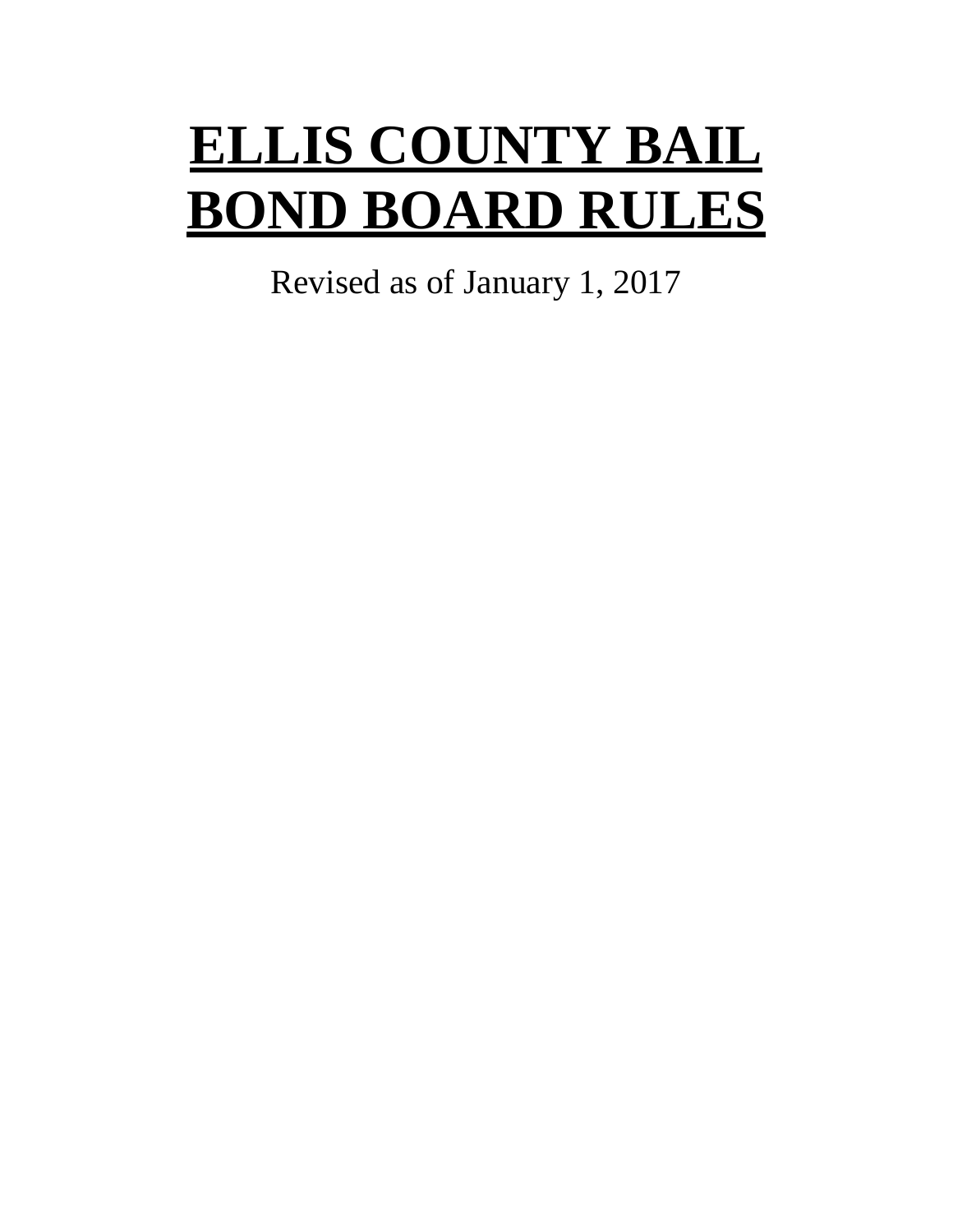# **ELLIS COUNTY BAIL BOND BOARD RULES**

Revised as of January 1, 2017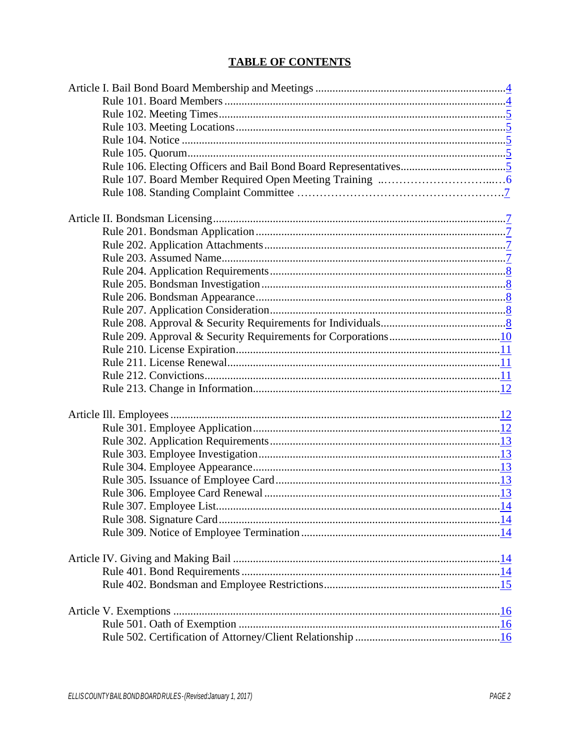# TABLE OF CONTENTS

Article I. Bail Bond Board Membership and Meetings .......... 4
- Rule 101. Board Members .......... 4
- Rule 102. Meeting Times .......... 5
- Rule 103. Meeting Locations .......... 5
- Rule 104. Notice .......... 5
- Rule 105. Quorum .......... 5
- Rule 106. Electing Officers and Bail Bond Board Representatives .......... 5
- Rule 107. Board Member Required Open Meeting Training .......... 6
- Rule 108. Standing Complaint Committee .......... 7

Article II. Bondsman Licensing .......... 7
- Rule 201. Bondsman Application .......... 7
- Rule 202. Application Attachments .......... 7
- Rule 203. Assumed Name .......... 7
- Rule 204. Application Requirements .......... 8
- Rule 205. Bondsman Investigation .......... 8
- Rule 206. Bondsman Appearance .......... 8
- Rule 207. Application Consideration .......... 8
- Rule 208. Approval & Security Requirements for Individuals .......... 8
- Rule 209. Approval & Security Requirements for Corporations .......... 10
- Rule 210. License Expiration .......... 11
- Rule 211. License Renewal .......... 11
- Rule 212. Convictions .......... 11
- Rule 213. Change in Information .......... 12

Article Ill. Employees .......... 12
- Rule 301. Employee Application .......... 12
- Rule 302. Application Requirements .......... 13
- Rule 303. Employee Investigation .......... 13
- Rule 304. Employee Appearance .......... 13
- Rule 305. Issuance of Employee Card .......... 13
- Rule 306. Employee Card Renewal .......... 13
- Rule 307. Employee List .......... 14
- Rule 308. Signature Card .......... 14
- Rule 309. Notice of Employee Termination .......... 14

Article IV. Giving and Making Bail .......... 14
- Rule 401. Bond Requirements .......... 14
- Rule 402. Bondsman and Employee Restrictions .......... 15

Article V. Exemptions .......... 16
- Rule 501. Oath of Exemption .......... 16
- Rule 502. Certification of Attorney/Client Relationship .......... 16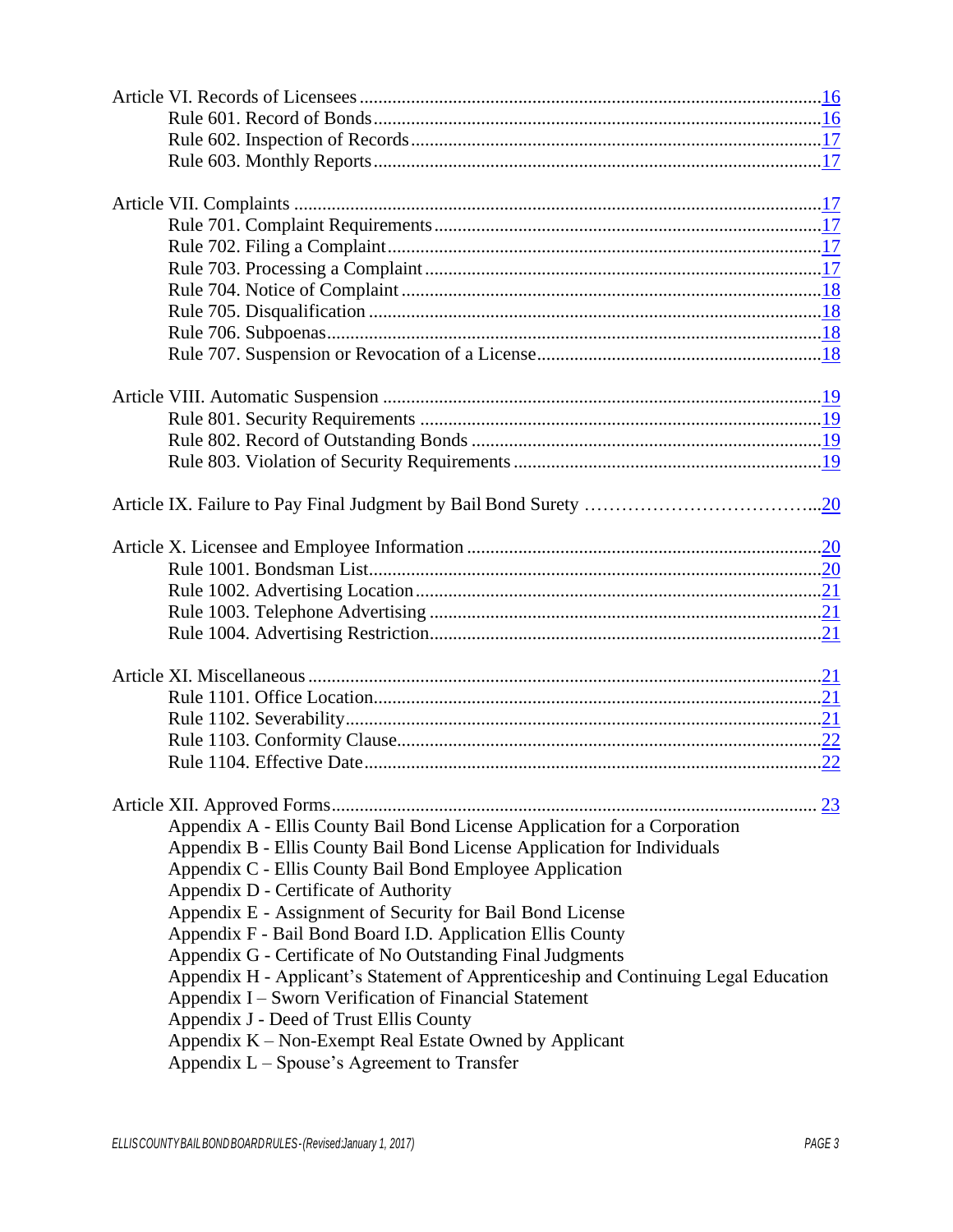Article VI. Records of Licensees ........................................................................................ 16
- Rule 601. Record of Bonds ........................................................................................ 16
- Rule 602. Inspection of Records ................................................................................ 17
- Rule 603. Monthly Reports ........................................................................................ 17

Article VII. Complaints ........................................................................................................ 17
- Rule 701. Complaint Requirements ............................................................................ 17
- Rule 702. Filing a Complaint ...................................................................................... 17
- Rule 703. Processing a Complaint .............................................................................. 17
- Rule 704. Notice of Complaint ................................................................................... 18
- Rule 705. Disqualification .......................................................................................... 18
- Rule 706. Subpoenas .................................................................................................. 18
- Rule 707. Suspension or Revocation of a License ...................................................... 18

Article VIII. Automatic Suspension ..................................................................................... 19
- Rule 801. Security Requirements ............................................................................... 19
- Rule 802. Record of Outstanding Bonds .................................................................... 19
- Rule 803. Violation of Security Requirements ........................................................... 19

Article IX. Failure to Pay Final Judgment by Bail Bond Surety ......................................... 20

Article X. Licensee and Employee Information .................................................................. 20
- Rule 1001. Bondsman List .......................................................................................... 20
- Rule 1002. Advertising Location ................................................................................ 21
- Rule 1003. Telephone Advertising ............................................................................. 21
- Rule 1004. Advertising Restriction ............................................................................. 21

Article XI. Miscellaneous .................................................................................................... 21
- Rule 1101. Office Location ......................................................................................... 21
- Rule 1102. Severability ............................................................................................... 21
- Rule 1103. Conformity Clause .................................................................................... 22
- Rule 1104. Effective Date ........................................................................................... 22

Article XII. Approved Forms ................................................................................................ 23
- Appendix A - Ellis County Bail Bond License Application for a Corporation
- Appendix B - Ellis County Bail Bond License Application for Individuals
- Appendix C - Ellis County Bail Bond Employee Application
- Appendix D - Certificate of Authority
- Appendix E - Assignment of Security for Bail Bond License
- Appendix F - Bail Bond Board I.D. Application Ellis County
- Appendix G - Certificate of No Outstanding Final Judgments
- Appendix H - Applicant's Statement of Apprenticeship and Continuing Legal Education
- Appendix I – Sworn Verification of Financial Statement
- Appendix J - Deed of Trust Ellis County
- Appendix K – Non-Exempt Real Estate Owned by Applicant
- Appendix L – Spouse's Agreement to Transfer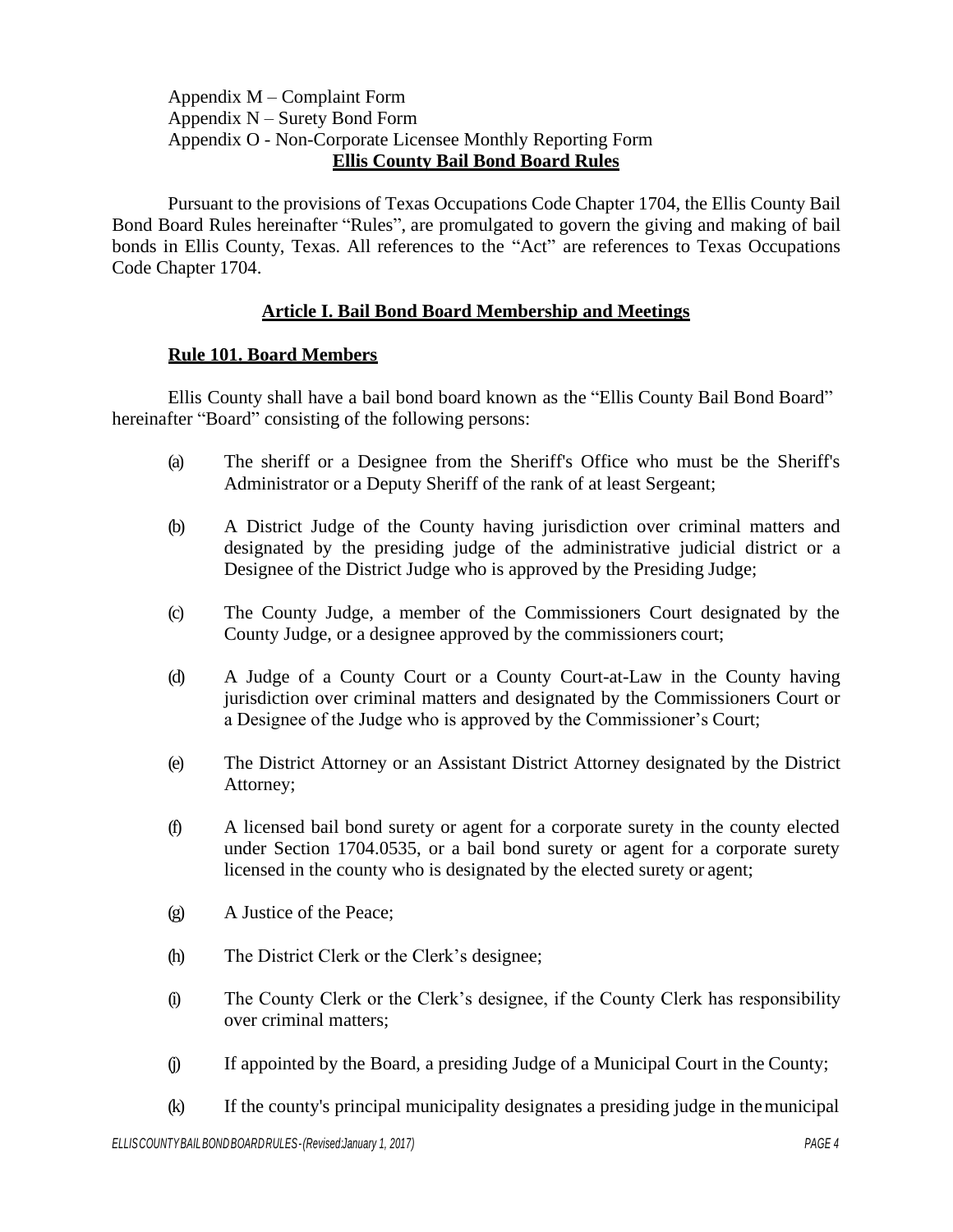Appendix M – Complaint Form
Appendix N – Surety Bond Form
Appendix O - Non-Corporate Licensee Monthly Reporting Form

# Ellis County Bail Bond Board Rules

Pursuant to the provisions of Texas Occupations Code Chapter 1704, the Ellis County Bail Bond Board Rules hereinafter "Rules", are promulgated to govern the giving and making of bail bonds in Ellis County, Texas. All references to the "Act" are references to Texas Occupations Code Chapter 1704.

## Article I. Bail Bond Board Membership and Meetings

### Rule 101. Board Members

Ellis County shall have a bail bond board known as the "Ellis County Bail Bond Board" hereinafter "Board" consisting of the following persons:

(a) The sheriff or a Designee from the Sheriff's Office who must be the Sheriff's Administrator or a Deputy Sheriff of the rank of at least Sergeant;

(b) A District Judge of the County having jurisdiction over criminal matters and designated by the presiding judge of the administrative judicial district or a Designee of the District Judge who is approved by the Presiding Judge;

(c) The County Judge, a member of the Commissioners Court designated by the County Judge, or a designee approved by the commissioners court;

(d) A Judge of a County Court or a County Court-at-Law in the County having jurisdiction over criminal matters and designated by the Commissioners Court or a Designee of the Judge who is approved by the Commissioner's Court;

(e) The District Attorney or an Assistant District Attorney designated by the District Attorney;

(f) A licensed bail bond surety or agent for a corporate surety in the county elected under Section 1704.0535, or a bail bond surety or agent for a corporate surety licensed in the county who is designated by the elected surety or agent;

(g) A Justice of the Peace;

(h) The District Clerk or the Clerk's designee;

(i) The County Clerk or the Clerk's designee, if the County Clerk has responsibility over criminal matters;

(j) If appointed by the Board, a presiding Judge of a Municipal Court in the County;

(k) If the county's principal municipality designates a presiding judge in the municipal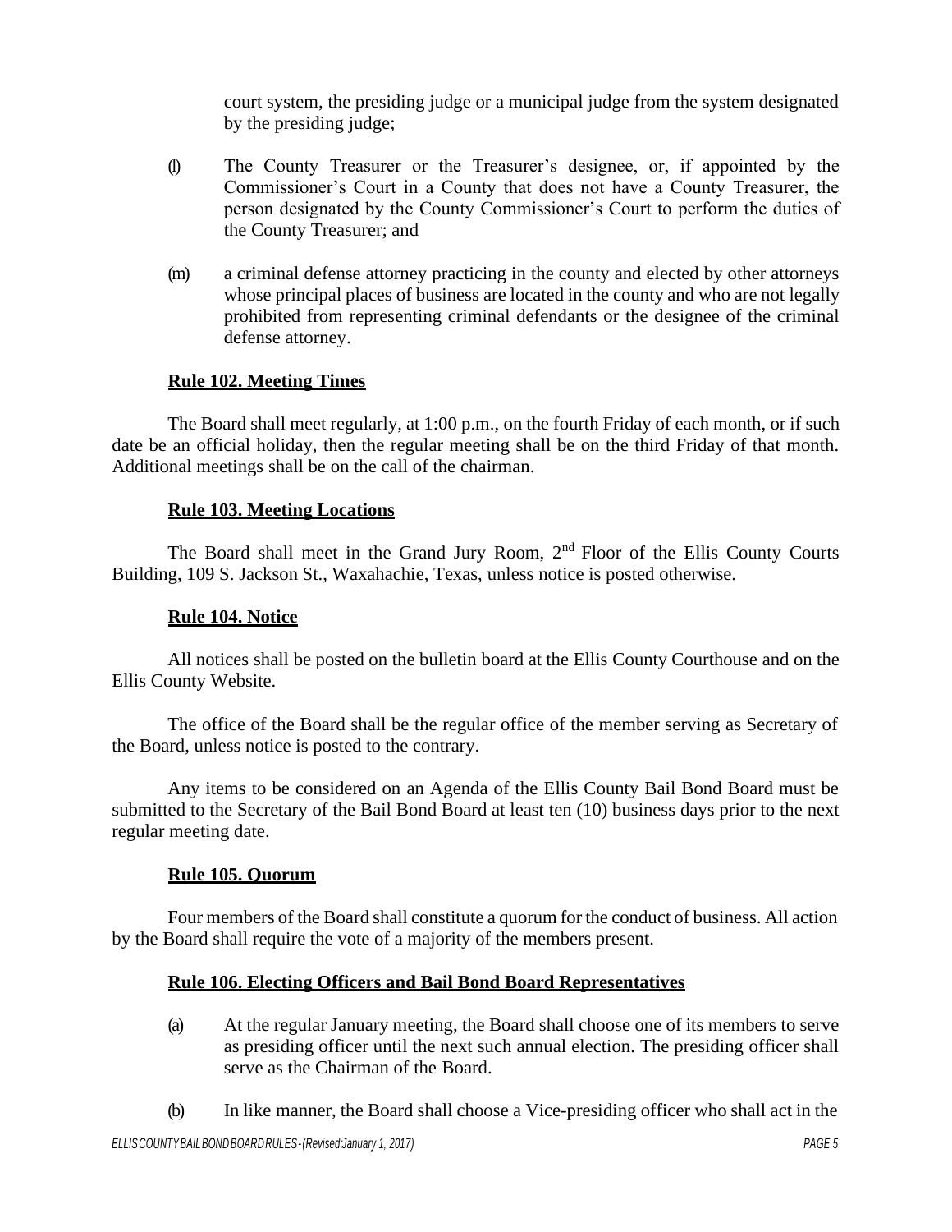court system, the presiding judge or a municipal judge from the system designated by the presiding judge;

(l) The County Treasurer or the Treasurer's designee, or, if appointed by the Commissioner's Court in a County that does not have a County Treasurer, the person designated by the County Commissioner's Court to perform the duties of the County Treasurer; and

(m) a criminal defense attorney practicing in the county and elected by other attorneys whose principal places of business are located in the county and who are not legally prohibited from representing criminal defendants or the designee of the criminal defense attorney.

**Rule 102. Meeting Times**

The Board shall meet regularly, at 1:00 p.m., on the fourth Friday of each month, or if such date be an official holiday, then the regular meeting shall be on the third Friday of that month. Additional meetings shall be on the call of the chairman.

**Rule 103. Meeting Locations**

The Board shall meet in the Grand Jury Room, 2nd Floor of the Ellis County Courts Building, 109 S. Jackson St., Waxahachie, Texas, unless notice is posted otherwise.

**Rule 104. Notice**

All notices shall be posted on the bulletin board at the Ellis County Courthouse and on the Ellis County Website.

The office of the Board shall be the regular office of the member serving as Secretary of the Board, unless notice is posted to the contrary.

Any items to be considered on an Agenda of the Ellis County Bail Bond Board must be submitted to the Secretary of the Bail Bond Board at least ten (10) business days prior to the next regular meeting date.

**Rule 105. Quorum**

Four members of the Board shall constitute a quorum for the conduct of business. All action by the Board shall require the vote of a majority of the members present.

**Rule 106. Electing Officers and Bail Bond Board Representatives**

(a) At the regular January meeting, the Board shall choose one of its members to serve as presiding officer until the next such annual election. The presiding officer shall serve as the Chairman of the Board.

(b) In like manner, the Board shall choose a Vice-presiding officer who shall act in the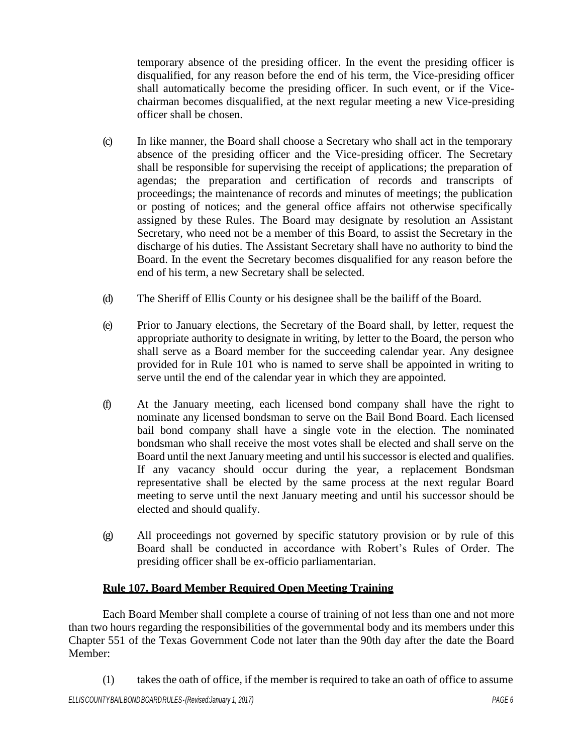temporary absence of the presiding officer. In the event the presiding officer is disqualified, for any reason before the end of his term, the Vice-presiding officer shall automatically become the presiding officer. In such event, or if the Vice-chairman becomes disqualified, at the next regular meeting a new Vice-presiding officer shall be chosen.

(c) In like manner, the Board shall choose a Secretary who shall act in the temporary absence of the presiding officer and the Vice-presiding officer. The Secretary shall be responsible for supervising the receipt of applications; the preparation of agendas; the preparation and certification of records and transcripts of proceedings; the maintenance of records and minutes of meetings; the publication or posting of notices; and the general office affairs not otherwise specifically assigned by these Rules. The Board may designate by resolution an Assistant Secretary, who need not be a member of this Board, to assist the Secretary in the discharge of his duties. The Assistant Secretary shall have no authority to bind the Board. In the event the Secretary becomes disqualified for any reason before the end of his term, a new Secretary shall be selected.

(d) The Sheriff of Ellis County or his designee shall be the bailiff of the Board.

(e) Prior to January elections, the Secretary of the Board shall, by letter, request the appropriate authority to designate in writing, by letter to the Board, the person who shall serve as a Board member for the succeeding calendar year. Any designee provided for in Rule 101 who is named to serve shall be appointed in writing to serve until the end of the calendar year in which they are appointed.

(f) At the January meeting, each licensed bond company shall have the right to nominate any licensed bondsman to serve on the Bail Bond Board. Each licensed bail bond company shall have a single vote in the election. The nominated bondsman who shall receive the most votes shall be elected and shall serve on the Board until the next January meeting and until his successor is elected and qualifies. If any vacancy should occur during the year, a replacement Bondsman representative shall be elected by the same process at the next regular Board meeting to serve until the next January meeting and until his successor should be elected and should qualify.

(g) All proceedings not governed by specific statutory provision or by rule of this Board shall be conducted in accordance with Robert's Rules of Order. The presiding officer shall be ex-officio parliamentarian.

**Rule 107. Board Member Required Open Meeting Training**

Each Board Member shall complete a course of training of not less than one and not more than two hours regarding the responsibilities of the governmental body and its members under this Chapter 551 of the Texas Government Code not later than the 90th day after the date the Board Member:

(1) takes the oath of office, if the member is required to take an oath of office to assume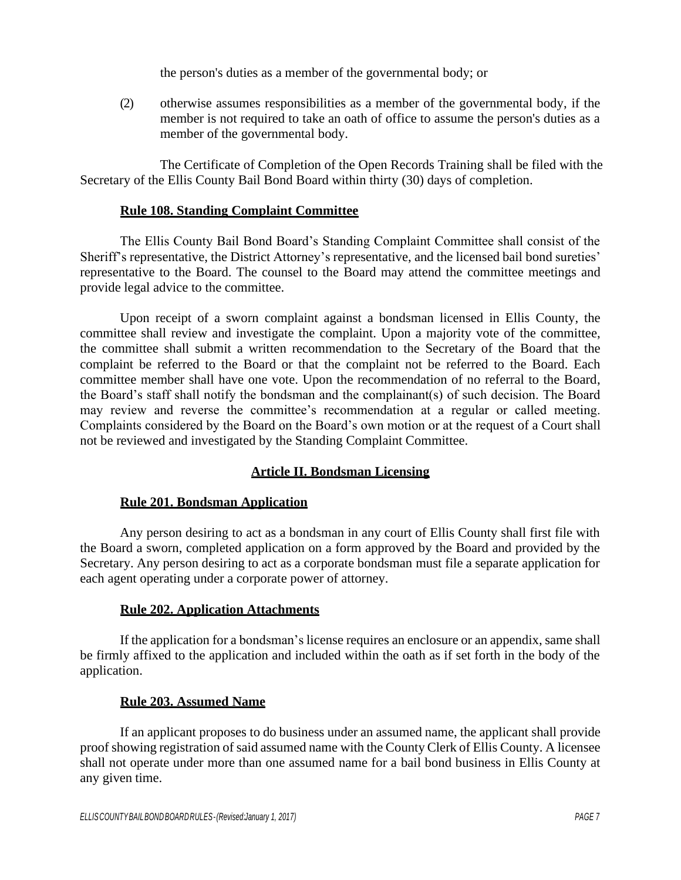the person's duties as a member of the governmental body; or

(2) otherwise assumes responsibilities as a member of the governmental body, if the member is not required to take an oath of office to assume the person's duties as a member of the governmental body.

The Certificate of Completion of the Open Records Training shall be filed with the Secretary of the Ellis County Bail Bond Board within thirty (30) days of completion.

**Rule 108. Standing Complaint Committee**

The Ellis County Bail Bond Board's Standing Complaint Committee shall consist of the Sheriff's representative, the District Attorney's representative, and the licensed bail bond sureties' representative to the Board. The counsel to the Board may attend the committee meetings and provide legal advice to the committee.

Upon receipt of a sworn complaint against a bondsman licensed in Ellis County, the committee shall review and investigate the complaint. Upon a majority vote of the committee, the committee shall submit a written recommendation to the Secretary of the Board that the complaint be referred to the Board or that the complaint not be referred to the Board. Each committee member shall have one vote. Upon the recommendation of no referral to the Board, the Board's staff shall notify the bondsman and the complainant(s) of such decision. The Board may review and reverse the committee's recommendation at a regular or called meeting. Complaints considered by the Board on the Board's own motion or at the request of a Court shall not be reviewed and investigated by the Standing Complaint Committee.

## Article II. Bondsman Licensing

**Rule 201. Bondsman Application**

Any person desiring to act as a bondsman in any court of Ellis County shall first file with the Board a sworn, completed application on a form approved by the Board and provided by the Secretary. Any person desiring to act as a corporate bondsman must file a separate application for each agent operating under a corporate power of attorney.

**Rule 202. Application Attachments**

If the application for a bondsman's license requires an enclosure or an appendix, same shall be firmly affixed to the application and included within the oath as if set forth in the body of the application.

**Rule 203. Assumed Name**

If an applicant proposes to do business under an assumed name, the applicant shall provide proof showing registration of said assumed name with the County Clerk of Ellis County. A licensee shall not operate under more than one assumed name for a bail bond business in Ellis County at any given time.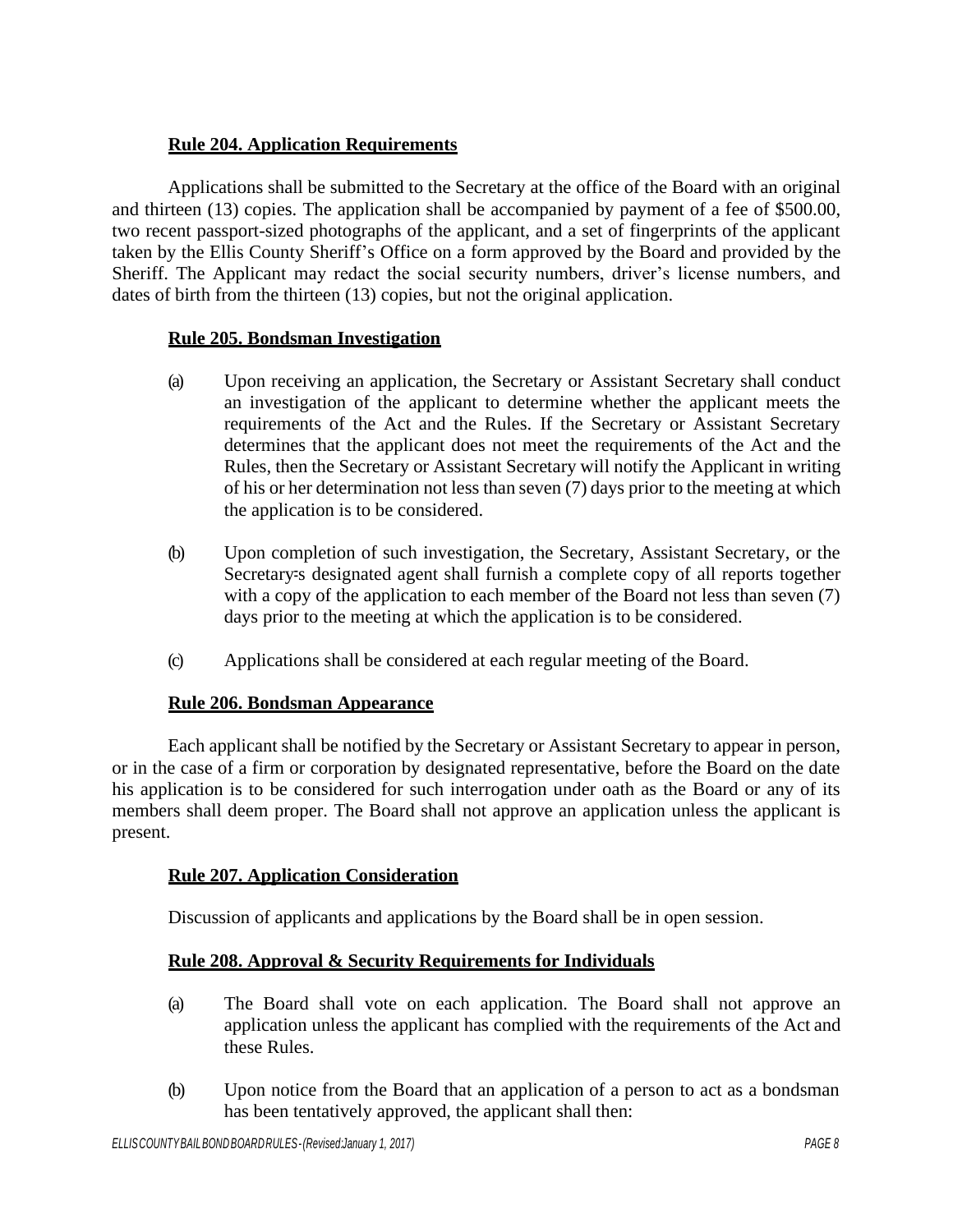**Rule 204. Application Requirements**

Applications shall be submitted to the Secretary at the office of the Board with an original and thirteen (13) copies. The application shall be accompanied by payment of a fee of $500.00, two recent passport-sized photographs of the applicant, and a set of fingerprints of the applicant taken by the Ellis County Sheriff's Office on a form approved by the Board and provided by the Sheriff. The Applicant may redact the social security numbers, driver's license numbers, and dates of birth from the thirteen (13) copies, but not the original application.

**Rule 205. Bondsman Investigation**

(a) Upon receiving an application, the Secretary or Assistant Secretary shall conduct an investigation of the applicant to determine whether the applicant meets the requirements of the Act and the Rules. If the Secretary or Assistant Secretary determines that the applicant does not meet the requirements of the Act and the Rules, then the Secretary or Assistant Secretary will notify the Applicant in writing of his or her determination not less than seven (7) days prior to the meeting at which the application is to be considered.

(b) Upon completion of such investigation, the Secretary, Assistant Secretary, or the Secretary=s designated agent shall furnish a complete copy of all reports together with a copy of the application to each member of the Board not less than seven (7) days prior to the meeting at which the application is to be considered.

(c) Applications shall be considered at each regular meeting of the Board.

**Rule 206. Bondsman Appearance**

Each applicant shall be notified by the Secretary or Assistant Secretary to appear in person, or in the case of a firm or corporation by designated representative, before the Board on the date his application is to be considered for such interrogation under oath as the Board or any of its members shall deem proper. The Board shall not approve an application unless the applicant is present.

**Rule 207. Application Consideration**

Discussion of applicants and applications by the Board shall be in open session.

**Rule 208. Approval & Security Requirements for Individuals**

(a) The Board shall vote on each application. The Board shall not approve an application unless the applicant has complied with the requirements of the Act and these Rules.

(b) Upon notice from the Board that an application of a person to act as a bondsman has been tentatively approved, the applicant shall then: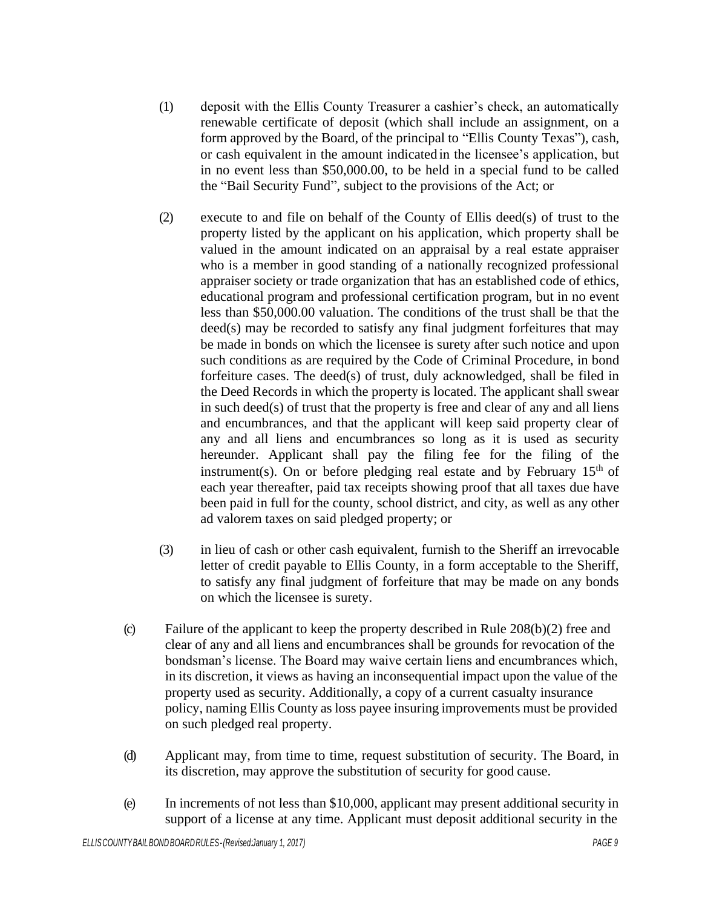(1) deposit with the Ellis County Treasurer a cashier's check, an automatically renewable certificate of deposit (which shall include an assignment, on a form approved by the Board, of the principal to "Ellis County Texas"), cash, or cash equivalent in the amount indicated in the licensee's application, but in no event less than $50,000.00, to be held in a special fund to be called the "Bail Security Fund", subject to the provisions of the Act; or

(2) execute to and file on behalf of the County of Ellis deed(s) of trust to the property listed by the applicant on his application, which property shall be valued in the amount indicated on an appraisal by a real estate appraiser who is a member in good standing of a nationally recognized professional appraiser society or trade organization that has an established code of ethics, educational program and professional certification program, but in no event less than $50,000.00 valuation. The conditions of the trust shall be that the deed(s) may be recorded to satisfy any final judgment forfeitures that may be made in bonds on which the licensee is surety after such notice and upon such conditions as are required by the Code of Criminal Procedure, in bond forfeiture cases. The deed(s) of trust, duly acknowledged, shall be filed in the Deed Records in which the property is located. The applicant shall swear in such deed(s) of trust that the property is free and clear of any and all liens and encumbrances, and that the applicant will keep said property clear of any and all liens and encumbrances so long as it is used as security hereunder. Applicant shall pay the filing fee for the filing of the instrument(s). On or before pledging real estate and by February 15th of each year thereafter, paid tax receipts showing proof that all taxes due have been paid in full for the county, school district, and city, as well as any other ad valorem taxes on said pledged property; or

(3) in lieu of cash or other cash equivalent, furnish to the Sheriff an irrevocable letter of credit payable to Ellis County, in a form acceptable to the Sheriff, to satisfy any final judgment of forfeiture that may be made on any bonds on which the licensee is surety.

(c) Failure of the applicant to keep the property described in Rule 208(b)(2) free and clear of any and all liens and encumbrances shall be grounds for revocation of the bondsman's license. The Board may waive certain liens and encumbrances which, in its discretion, it views as having an inconsequential impact upon the value of the property used as security. Additionally, a copy of a current casualty insurance policy, naming Ellis County as loss payee insuring improvements must be provided on such pledged real property.

(d) Applicant may, from time to time, request substitution of security. The Board, in its discretion, may approve the substitution of security for good cause.

(e) In increments of not less than $10,000, applicant may present additional security in support of a license at any time. Applicant must deposit additional security in the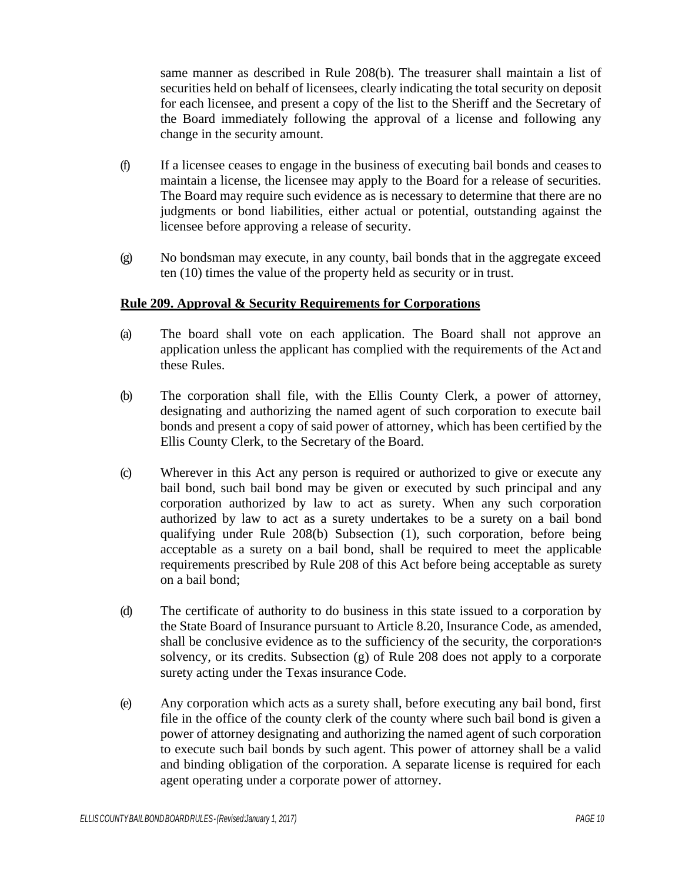same manner as described in Rule 208(b). The treasurer shall maintain a list of securities held on behalf of licensees, clearly indicating the total security on deposit for each licensee, and present a copy of the list to the Sheriff and the Secretary of the Board immediately following the approval of a license and following any change in the security amount.

(f) If a licensee ceases to engage in the business of executing bail bonds and ceases to maintain a license, the licensee may apply to the Board for a release of securities. The Board may require such evidence as is necessary to determine that there are no judgments or bond liabilities, either actual or potential, outstanding against the licensee before approving a release of security.

(g) No bondsman may execute, in any county, bail bonds that in the aggregate exceed ten (10) times the value of the property held as security or in trust.

**Rule 209. Approval & Security Requirements for Corporations**

(a) The board shall vote on each application. The Board shall not approve an application unless the applicant has complied with the requirements of the Act and these Rules.

(b) The corporation shall file, with the Ellis County Clerk, a power of attorney, designating and authorizing the named agent of such corporation to execute bail bonds and present a copy of said power of attorney, which has been certified by the Ellis County Clerk, to the Secretary of the Board.

(c) Wherever in this Act any person is required or authorized to give or execute any bail bond, such bail bond may be given or executed by such principal and any corporation authorized by law to act as surety. When any such corporation authorized by law to act as a surety undertakes to be a surety on a bail bond qualifying under Rule 208(b) Subsection (1), such corporation, before being acceptable as a surety on a bail bond, shall be required to meet the applicable requirements prescribed by Rule 208 of this Act before being acceptable as surety on a bail bond;

(d) The certificate of authority to do business in this state issued to a corporation by the State Board of Insurance pursuant to Article 8.20, Insurance Code, as amended, shall be conclusive evidence as to the sufficiency of the security, the corporation's solvency, or its credits. Subsection (g) of Rule 208 does not apply to a corporate surety acting under the Texas insurance Code.

(e) Any corporation which acts as a surety shall, before executing any bail bond, first file in the office of the county clerk of the county where such bail bond is given a power of attorney designating and authorizing the named agent of such corporation to execute such bail bonds by such agent. This power of attorney shall be a valid and binding obligation of the corporation. A separate license is required for each agent operating under a corporate power of attorney.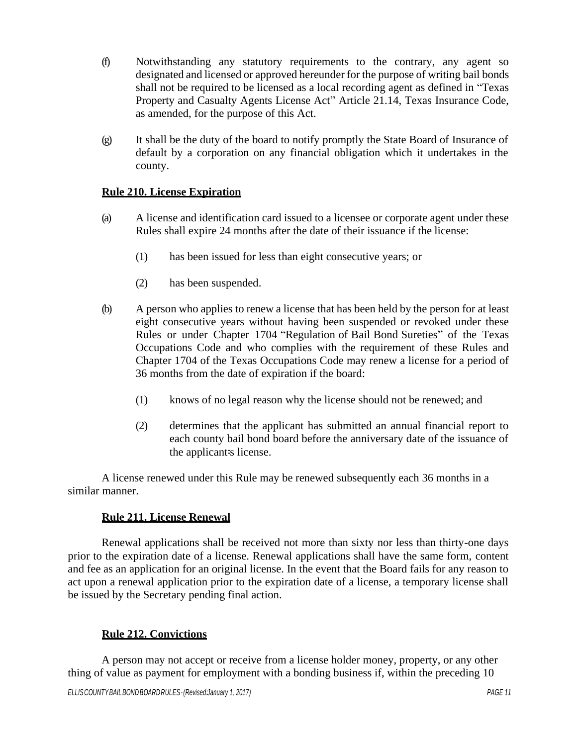(f) Notwithstanding any statutory requirements to the contrary, any agent so designated and licensed or approved hereunder for the purpose of writing bail bonds shall not be required to be licensed as a local recording agent as defined in "Texas Property and Casualty Agents License Act" Article 21.14, Texas Insurance Code, as amended, for the purpose of this Act.

(g) It shall be the duty of the board to notify promptly the State Board of Insurance of default by a corporation on any financial obligation which it undertakes in the county.

**Rule 210. License Expiration**

(a) A license and identification card issued to a licensee or corporate agent under these Rules shall expire 24 months after the date of their issuance if the license:

(1) has been issued for less than eight consecutive years; or

(2) has been suspended.

(b) A person who applies to renew a license that has been held by the person for at least eight consecutive years without having been suspended or revoked under these Rules or under Chapter 1704 "Regulation of Bail Bond Sureties" of the Texas Occupations Code and who complies with the requirement of these Rules and Chapter 1704 of the Texas Occupations Code may renew a license for a period of 36 months from the date of expiration if the board:

(1) knows of no legal reason why the license should not be renewed; and

(2) determines that the applicant has submitted an annual financial report to each county bail bond board before the anniversary date of the issuance of the applicant's license.

A license renewed under this Rule may be renewed subsequently each 36 months in a similar manner.

**Rule 211. License Renewal**

Renewal applications shall be received not more than sixty nor less than thirty-one days prior to the expiration date of a license. Renewal applications shall have the same form, content and fee as an application for an original license. In the event that the Board fails for any reason to act upon a renewal application prior to the expiration date of a license, a temporary license shall be issued by the Secretary pending final action.

**Rule 212. Convictions**

A person may not accept or receive from a license holder money, property, or any other thing of value as payment for employment with a bonding business if, within the preceding 10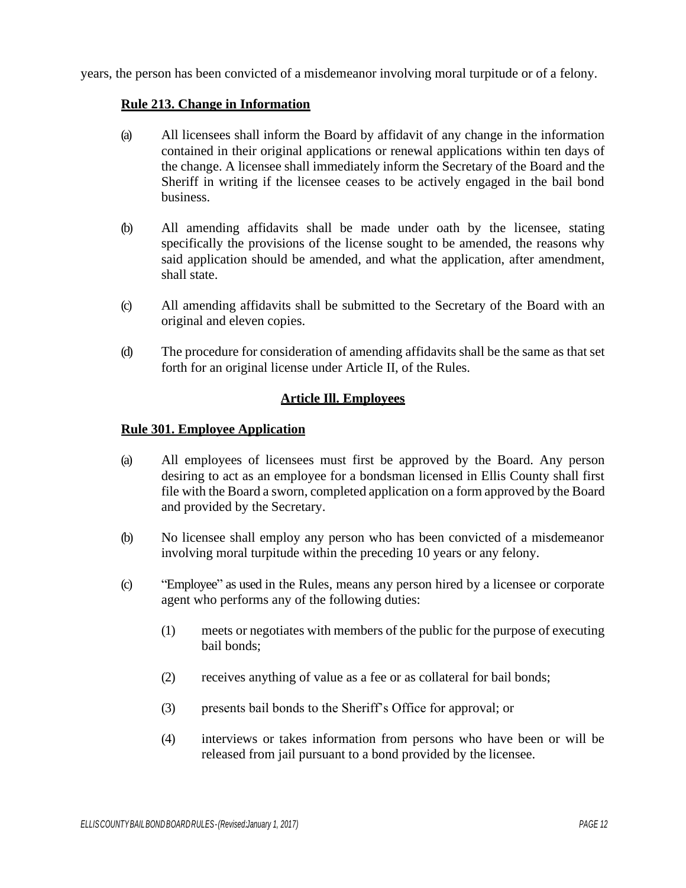years, the person has been convicted of a misdemeanor involving moral turpitude or of a felony.

**Rule 213. Change in Information**

(a) All licensees shall inform the Board by affidavit of any change in the information contained in their original applications or renewal applications within ten days of the change. A licensee shall immediately inform the Secretary of the Board and the Sheriff in writing if the licensee ceases to be actively engaged in the bail bond business.

(b) All amending affidavits shall be made under oath by the licensee, stating specifically the provisions of the license sought to be amended, the reasons why said application should be amended, and what the application, after amendment, shall state.

(c) All amending affidavits shall be submitted to the Secretary of the Board with an original and eleven copies.

(d) The procedure for consideration of amending affidavits shall be the same as that set forth for an original license under Article II, of the Rules.

## Article Ill. Employees

**Rule 301. Employee Application**

(a) All employees of licensees must first be approved by the Board. Any person desiring to act as an employee for a bondsman licensed in Ellis County shall first file with the Board a sworn, completed application on a form approved by the Board and provided by the Secretary.

(b) No licensee shall employ any person who has been convicted of a misdemeanor involving moral turpitude within the preceding 10 years or any felony.

(c) "Employee" as used in the Rules, means any person hired by a licensee or corporate agent who performs any of the following duties:

(1) meets or negotiates with members of the public for the purpose of executing bail bonds;

(2) receives anything of value as a fee or as collateral for bail bonds;

(3) presents bail bonds to the Sheriff's Office for approval; or

(4) interviews or takes information from persons who have been or will be released from jail pursuant to a bond provided by the licensee.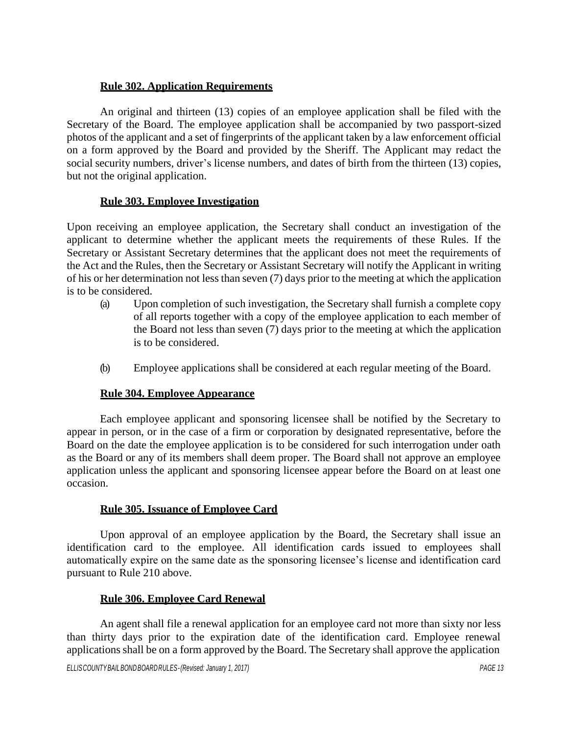**Rule 302. Application Requirements**

An original and thirteen (13) copies of an employee application shall be filed with the Secretary of the Board. The employee application shall be accompanied by two passport-sized photos of the applicant and a set of fingerprints of the applicant taken by a law enforcement official on a form approved by the Board and provided by the Sheriff. The Applicant may redact the social security numbers, driver's license numbers, and dates of birth from the thirteen (13) copies, but not the original application.

**Rule 303. Employee Investigation**

Upon receiving an employee application, the Secretary shall conduct an investigation of the applicant to determine whether the applicant meets the requirements of these Rules. If the Secretary or Assistant Secretary determines that the applicant does not meet the requirements of the Act and the Rules, then the Secretary or Assistant Secretary will notify the Applicant in writing of his or her determination not less than seven (7) days prior to the meeting at which the application is to be considered.

(a) Upon completion of such investigation, the Secretary shall furnish a complete copy of all reports together with a copy of the employee application to each member of the Board not less than seven (7) days prior to the meeting at which the application is to be considered.

(b) Employee applications shall be considered at each regular meeting of the Board.

**Rule 304. Employee Appearance**

Each employee applicant and sponsoring licensee shall be notified by the Secretary to appear in person, or in the case of a firm or corporation by designated representative, before the Board on the date the employee application is to be considered for such interrogation under oath as the Board or any of its members shall deem proper. The Board shall not approve an employee application unless the applicant and sponsoring licensee appear before the Board on at least one occasion.

**Rule 305. Issuance of Employee Card**

Upon approval of an employee application by the Board, the Secretary shall issue an identification card to the employee. All identification cards issued to employees shall automatically expire on the same date as the sponsoring licensee's license and identification card pursuant to Rule 210 above.

**Rule 306. Employee Card Renewal**

An agent shall file a renewal application for an employee card not more than sixty nor less than thirty days prior to the expiration date of the identification card. Employee renewal applications shall be on a form approved by the Board. The Secretary shall approve the application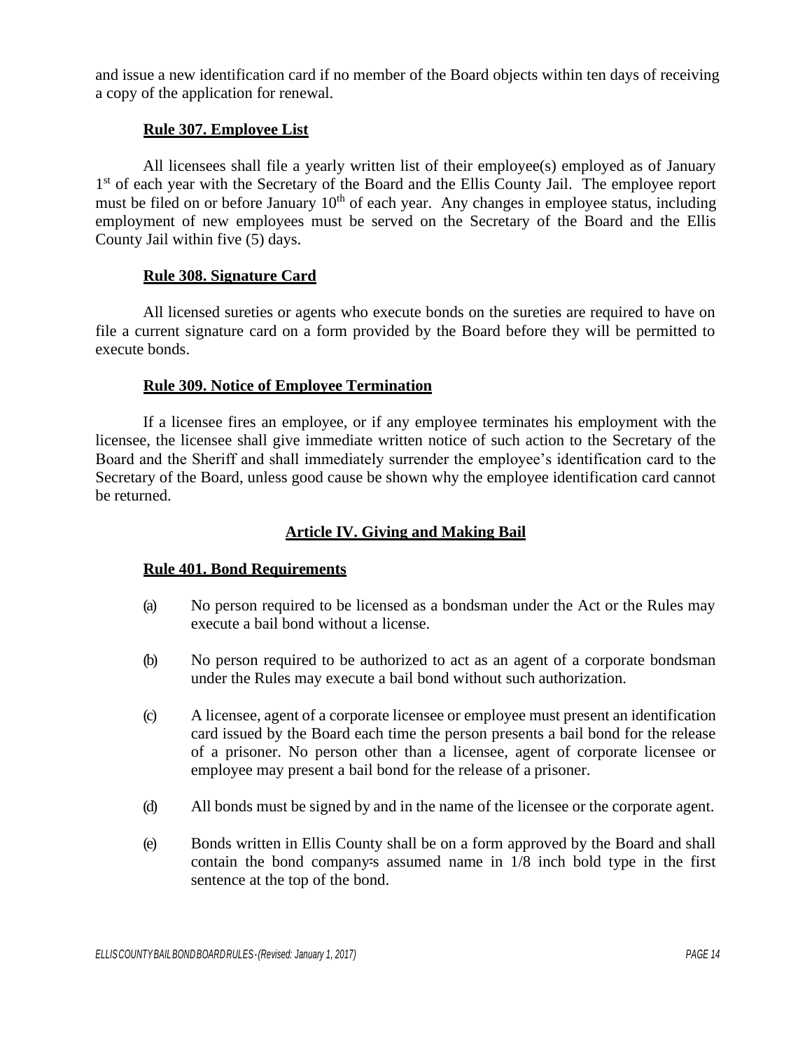and issue a new identification card if no member of the Board objects within ten days of receiving a copy of the application for renewal.

**Rule 307. Employee List**

All licensees shall file a yearly written list of their employee(s) employed as of January 1st of each year with the Secretary of the Board and the Ellis County Jail. The employee report must be filed on or before January 10th of each year. Any changes in employee status, including employment of new employees must be served on the Secretary of the Board and the Ellis County Jail within five (5) days.

**Rule 308. Signature Card**

All licensed sureties or agents who execute bonds on the sureties are required to have on file a current signature card on a form provided by the Board before they will be permitted to execute bonds.

**Rule 309. Notice of Employee Termination**

If a licensee fires an employee, or if any employee terminates his employment with the licensee, the licensee shall give immediate written notice of such action to the Secretary of the Board and the Sheriff and shall immediately surrender the employee's identification card to the Secretary of the Board, unless good cause be shown why the employee identification card cannot be returned.

## Article IV. Giving and Making Bail

**Rule 401. Bond Requirements**

(a) No person required to be licensed as a bondsman under the Act or the Rules may execute a bail bond without a license.

(b) No person required to be authorized to act as an agent of a corporate bondsman under the Rules may execute a bail bond without such authorization.

(c) A licensee, agent of a corporate licensee or employee must present an identification card issued by the Board each time the person presents a bail bond for the release of a prisoner. No person other than a licensee, agent of corporate licensee or employee may present a bail bond for the release of a prisoner.

(d) All bonds must be signed by and in the name of the licensee or the corporate agent.

(e) Bonds written in Ellis County shall be on a form approved by the Board and shall contain the bond company=s assumed name in 1/8 inch bold type in the first sentence at the top of the bond.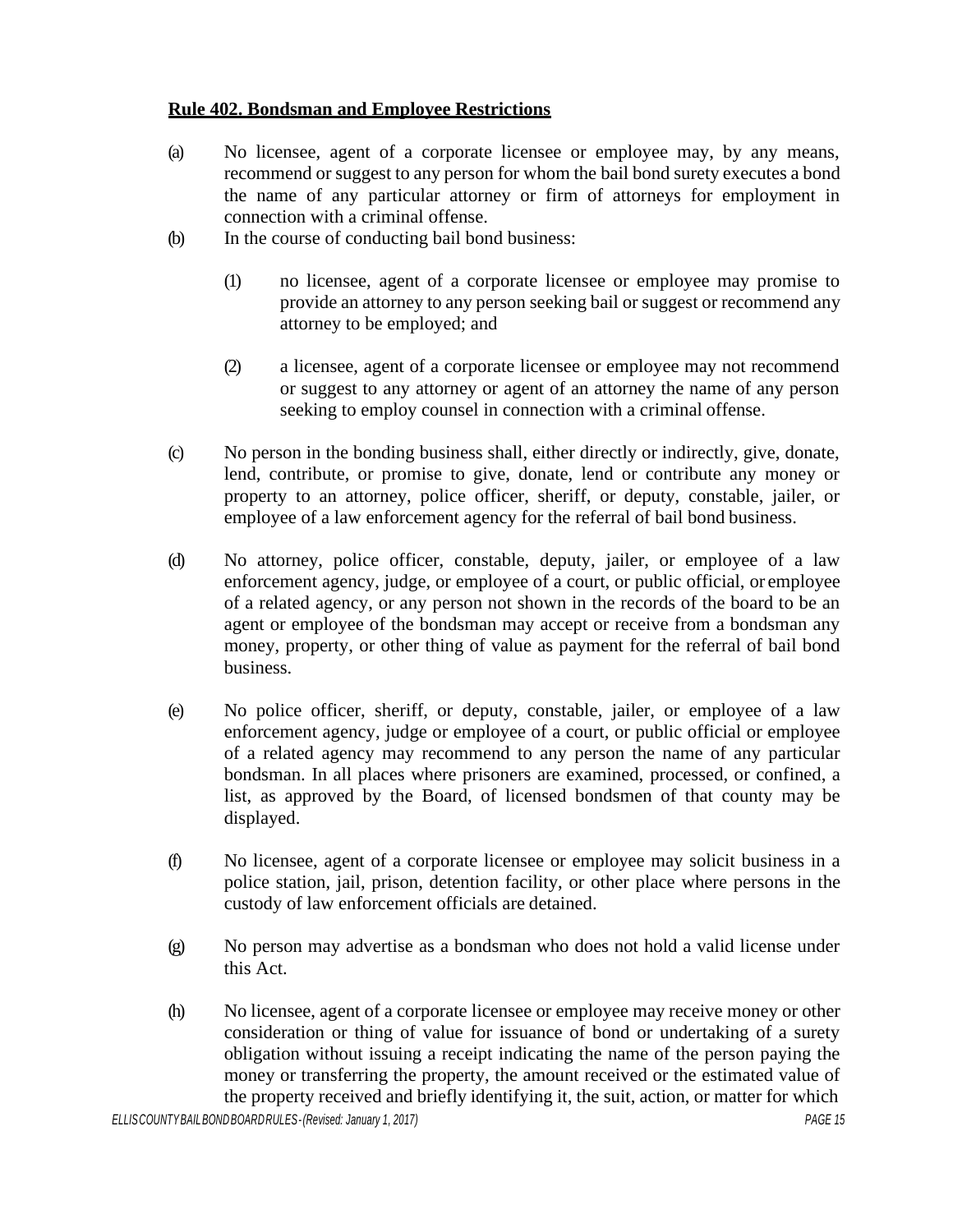**Rule 402. Bondsman and Employee Restrictions**

(a) No licensee, agent of a corporate licensee or employee may, by any means, recommend or suggest to any person for whom the bail bond surety executes a bond the name of any particular attorney or firm of attorneys for employment in connection with a criminal offense.

(b) In the course of conducting bail bond business:

(1) no licensee, agent of a corporate licensee or employee may promise to provide an attorney to any person seeking bail or suggest or recommend any attorney to be employed; and

(2) a licensee, agent of a corporate licensee or employee may not recommend or suggest to any attorney or agent of an attorney the name of any person seeking to employ counsel in connection with a criminal offense.

(c) No person in the bonding business shall, either directly or indirectly, give, donate, lend, contribute, or promise to give, donate, lend or contribute any money or property to an attorney, police officer, sheriff, or deputy, constable, jailer, or employee of a law enforcement agency for the referral of bail bond business.

(d) No attorney, police officer, constable, deputy, jailer, or employee of a law enforcement agency, judge, or employee of a court, or public official, or employee of a related agency, or any person not shown in the records of the board to be an agent or employee of the bondsman may accept or receive from a bondsman any money, property, or other thing of value as payment for the referral of bail bond business.

(e) No police officer, sheriff, or deputy, constable, jailer, or employee of a law enforcement agency, judge or employee of a court, or public official or employee of a related agency may recommend to any person the name of any particular bondsman. In all places where prisoners are examined, processed, or confined, a list, as approved by the Board, of licensed bondsmen of that county may be displayed.

(f) No licensee, agent of a corporate licensee or employee may solicit business in a police station, jail, prison, detention facility, or other place where persons in the custody of law enforcement officials are detained.

(g) No person may advertise as a bondsman who does not hold a valid license under this Act.

(h) No licensee, agent of a corporate licensee or employee may receive money or other consideration or thing of value for issuance of bond or undertaking of a surety obligation without issuing a receipt indicating the name of the person paying the money or transferring the property, the amount received or the estimated value of the property received and briefly identifying it, the suit, action, or matter for which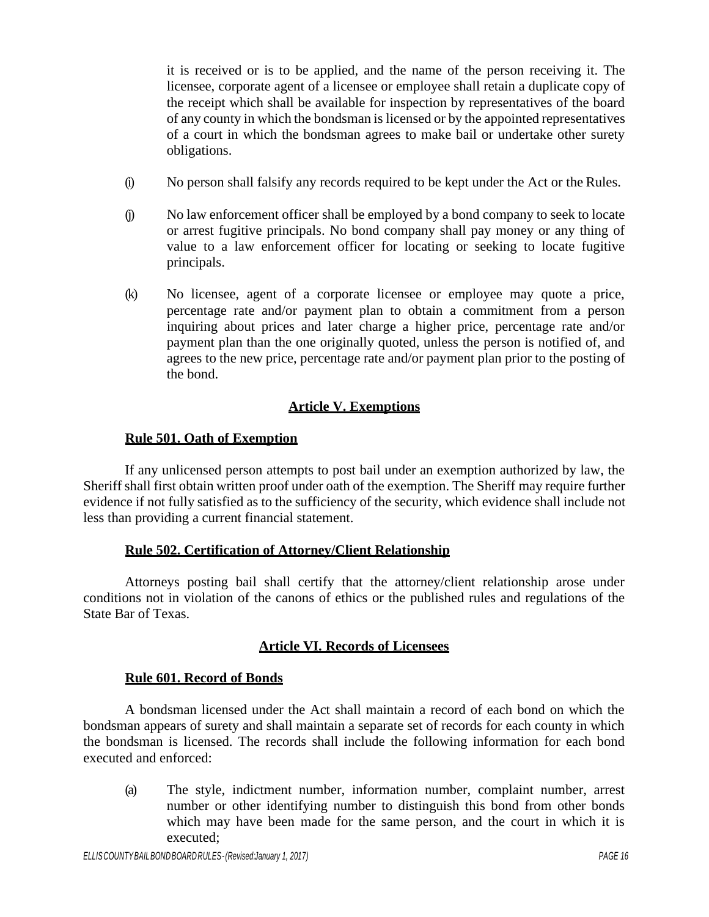it is received or is to be applied, and the name of the person receiving it. The licensee, corporate agent of a licensee or employee shall retain a duplicate copy of the receipt which shall be available for inspection by representatives of the board of any county in which the bondsman is licensed or by the appointed representatives of a court in which the bondsman agrees to make bail or undertake other surety obligations.

(i) No person shall falsify any records required to be kept under the Act or the Rules.

(j) No law enforcement officer shall be employed by a bond company to seek to locate or arrest fugitive principals. No bond company shall pay money or any thing of value to a law enforcement officer for locating or seeking to locate fugitive principals.

(k) No licensee, agent of a corporate licensee or employee may quote a price, percentage rate and/or payment plan to obtain a commitment from a person inquiring about prices and later charge a higher price, percentage rate and/or payment plan than the one originally quoted, unless the person is notified of, and agrees to the new price, percentage rate and/or payment plan prior to the posting of the bond.

## Article V. Exemptions

### Rule 501. Oath of Exemption

If any unlicensed person attempts to post bail under an exemption authorized by law, the Sheriff shall first obtain written proof under oath of the exemption. The Sheriff may require further evidence if not fully satisfied as to the sufficiency of the security, which evidence shall include not less than providing a current financial statement.

### Rule 502. Certification of Attorney/Client Relationship

Attorneys posting bail shall certify that the attorney/client relationship arose under conditions not in violation of the canons of ethics or the published rules and regulations of the State Bar of Texas.

## Article VI. Records of Licensees

### Rule 601. Record of Bonds

A bondsman licensed under the Act shall maintain a record of each bond on which the bondsman appears of surety and shall maintain a separate set of records for each county in which the bondsman is licensed. The records shall include the following information for each bond executed and enforced:

(a) The style, indictment number, information number, complaint number, arrest number or other identifying number to distinguish this bond from other bonds which may have been made for the same person, and the court in which it is executed;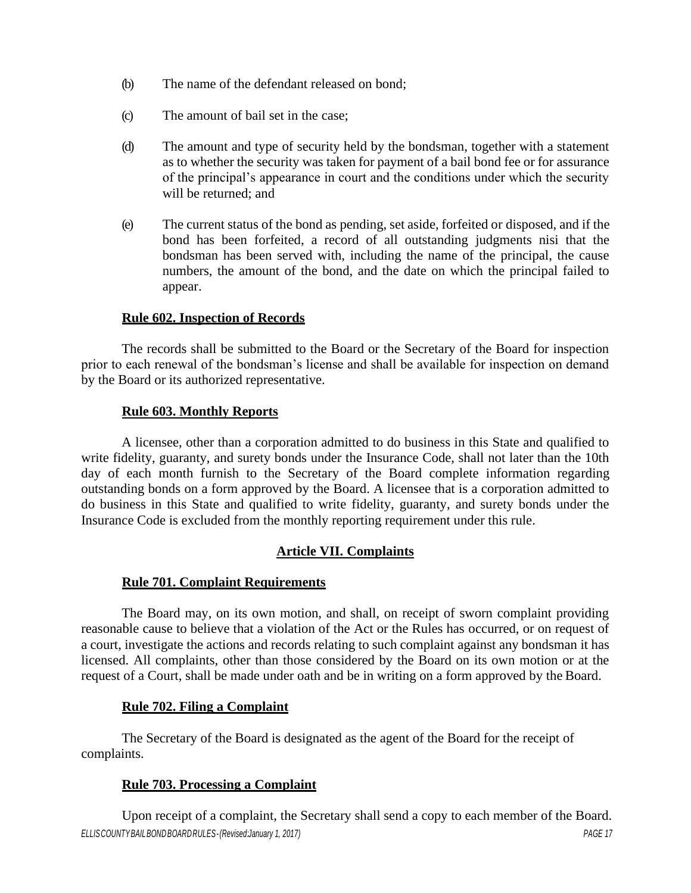(b) The name of the defendant released on bond;

(c) The amount of bail set in the case;

(d) The amount and type of security held by the bondsman, together with a statement as to whether the security was taken for payment of a bail bond fee or for assurance of the principal's appearance in court and the conditions under which the security will be returned; and

(e) The current status of the bond as pending, set aside, forfeited or disposed, and if the bond has been forfeited, a record of all outstanding judgments nisi that the bondsman has been served with, including the name of the principal, the cause numbers, the amount of the bond, and the date on which the principal failed to appear.

**Rule 602. Inspection of Records**

The records shall be submitted to the Board or the Secretary of the Board for inspection prior to each renewal of the bondsman's license and shall be available for inspection on demand by the Board or its authorized representative.

**Rule 603. Monthly Reports**

A licensee, other than a corporation admitted to do business in this State and qualified to write fidelity, guaranty, and surety bonds under the Insurance Code, shall not later than the 10th day of each month furnish to the Secretary of the Board complete information regarding outstanding bonds on a form approved by the Board. A licensee that is a corporation admitted to do business in this State and qualified to write fidelity, guaranty, and surety bonds under the Insurance Code is excluded from the monthly reporting requirement under this rule.

## Article VII. Complaints

**Rule 701. Complaint Requirements**

The Board may, on its own motion, and shall, on receipt of sworn complaint providing reasonable cause to believe that a violation of the Act or the Rules has occurred, or on request of a court, investigate the actions and records relating to such complaint against any bondsman it has licensed. All complaints, other than those considered by the Board on its own motion or at the request of a Court, shall be made under oath and be in writing on a form approved by the Board.

**Rule 702. Filing a Complaint**

The Secretary of the Board is designated as the agent of the Board for the receipt of complaints.

**Rule 703. Processing a Complaint**

Upon receipt of a complaint, the Secretary shall send a copy to each member of the Board.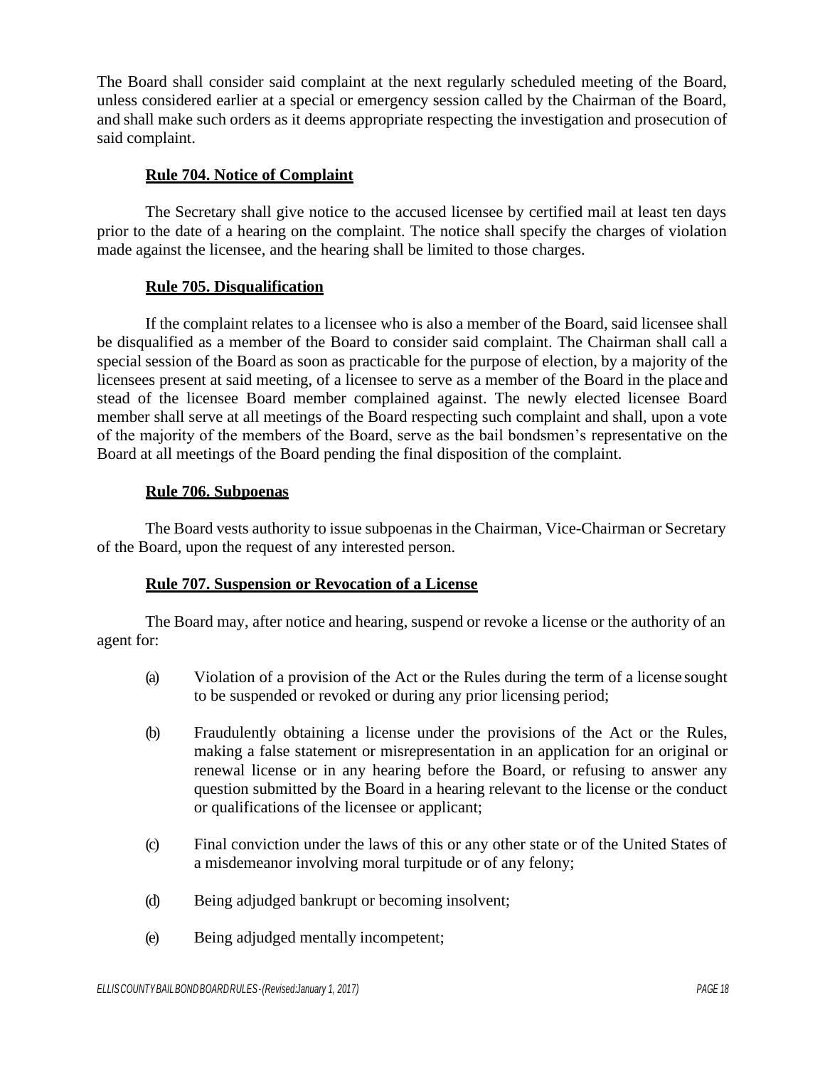The Board shall consider said complaint at the next regularly scheduled meeting of the Board, unless considered earlier at a special or emergency session called by the Chairman of the Board, and shall make such orders as it deems appropriate respecting the investigation and prosecution of said complaint.

### Rule 704. Notice of Complaint

The Secretary shall give notice to the accused licensee by certified mail at least ten days prior to the date of a hearing on the complaint. The notice shall specify the charges of violation made against the licensee, and the hearing shall be limited to those charges.

### Rule 705. Disqualification

If the complaint relates to a licensee who is also a member of the Board, said licensee shall be disqualified as a member of the Board to consider said complaint. The Chairman shall call a special session of the Board as soon as practicable for the purpose of election, by a majority of the licensees present at said meeting, of a licensee to serve as a member of the Board in the place and stead of the licensee Board member complained against. The newly elected licensee Board member shall serve at all meetings of the Board respecting such complaint and shall, upon a vote of the majority of the members of the Board, serve as the bail bondsmen's representative on the Board at all meetings of the Board pending the final disposition of the complaint.

### Rule 706. Subpoenas

The Board vests authority to issue subpoenas in the Chairman, Vice-Chairman or Secretary of the Board, upon the request of any interested person.

### Rule 707. Suspension or Revocation of a License

The Board may, after notice and hearing, suspend or revoke a license or the authority of an agent for:

(a) Violation of a provision of the Act or the Rules during the term of a license sought to be suspended or revoked or during any prior licensing period;

(b) Fraudulently obtaining a license under the provisions of the Act or the Rules, making a false statement or misrepresentation in an application for an original or renewal license or in any hearing before the Board, or refusing to answer any question submitted by the Board in a hearing relevant to the license or the conduct or qualifications of the licensee or applicant;

(c) Final conviction under the laws of this or any other state or of the United States of a misdemeanor involving moral turpitude or of any felony;

(d) Being adjudged bankrupt or becoming insolvent;

(e) Being adjudged mentally incompetent;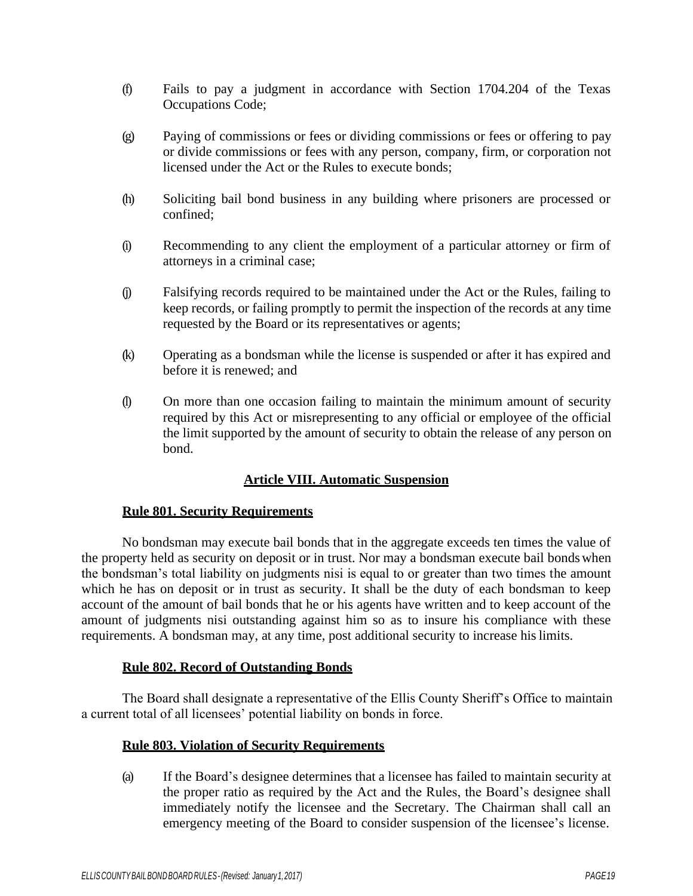(f) Fails to pay a judgment in accordance with Section 1704.204 of the Texas Occupations Code;

(g) Paying of commissions or fees or dividing commissions or fees or offering to pay or divide commissions or fees with any person, company, firm, or corporation not licensed under the Act or the Rules to execute bonds;

(h) Soliciting bail bond business in any building where prisoners are processed or confined;

(i) Recommending to any client the employment of a particular attorney or firm of attorneys in a criminal case;

(j) Falsifying records required to be maintained under the Act or the Rules, failing to keep records, or failing promptly to permit the inspection of the records at any time requested by the Board or its representatives or agents;

(k) Operating as a bondsman while the license is suspended or after it has expired and before it is renewed; and

(l) On more than one occasion failing to maintain the minimum amount of security required by this Act or misrepresenting to any official or employee of the official the limit supported by the amount of security to obtain the release of any person on bond.

## Article VIII. Automatic Suspension

### Rule 801. Security Requirements

No bondsman may execute bail bonds that in the aggregate exceeds ten times the value of the property held as security on deposit or in trust. Nor may a bondsman execute bail bonds when the bondsman's total liability on judgments nisi is equal to or greater than two times the amount which he has on deposit or in trust as security. It shall be the duty of each bondsman to keep account of the amount of bail bonds that he or his agents have written and to keep account of the amount of judgments nisi outstanding against him so as to insure his compliance with these requirements. A bondsman may, at any time, post additional security to increase his limits.

### Rule 802. Record of Outstanding Bonds

The Board shall designate a representative of the Ellis County Sheriff's Office to maintain a current total of all licensees' potential liability on bonds in force.

### Rule 803. Violation of Security Requirements

(a) If the Board's designee determines that a licensee has failed to maintain security at the proper ratio as required by the Act and the Rules, the Board's designee shall immediately notify the licensee and the Secretary. The Chairman shall call an emergency meeting of the Board to consider suspension of the licensee's license.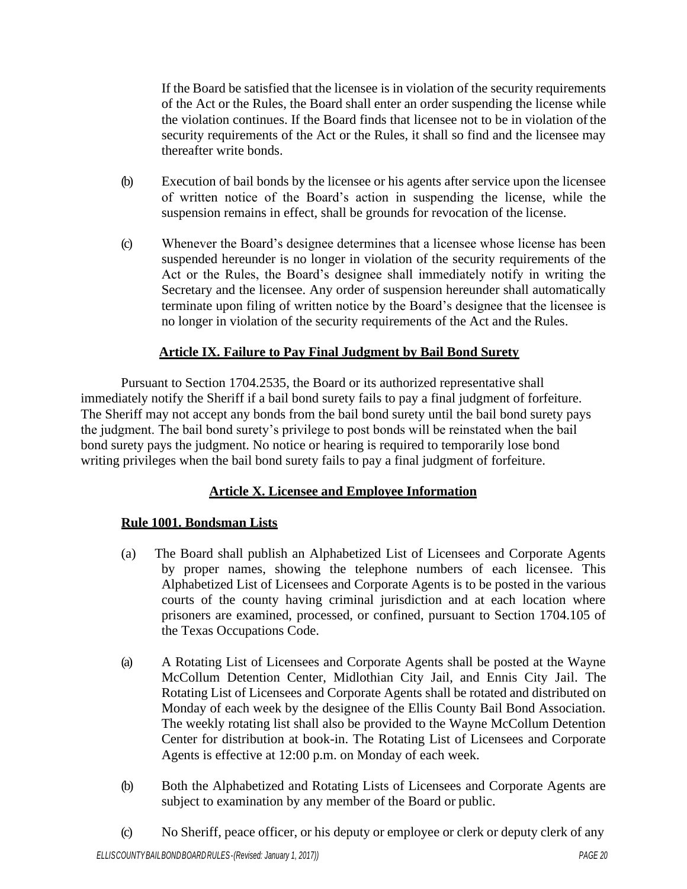If the Board be satisfied that the licensee is in violation of the security requirements of the Act or the Rules, the Board shall enter an order suspending the license while the violation continues. If the Board finds that licensee not to be in violation of the security requirements of the Act or the Rules, it shall so find and the licensee may thereafter write bonds.

(b) Execution of bail bonds by the licensee or his agents after service upon the licensee of written notice of the Board's action in suspending the license, while the suspension remains in effect, shall be grounds for revocation of the license.

(c) Whenever the Board's designee determines that a licensee whose license has been suspended hereunder is no longer in violation of the security requirements of the Act or the Rules, the Board's designee shall immediately notify in writing the Secretary and the licensee. Any order of suspension hereunder shall automatically terminate upon filing of written notice by the Board's designee that the licensee is no longer in violation of the security requirements of the Act and the Rules.

## Article IX. Failure to Pay Final Judgment by Bail Bond Surety

Pursuant to Section 1704.2535, the Board or its authorized representative shall immediately notify the Sheriff if a bail bond surety fails to pay a final judgment of forfeiture. The Sheriff may not accept any bonds from the bail bond surety until the bail bond surety pays the judgment. The bail bond surety's privilege to post bonds will be reinstated when the bail bond surety pays the judgment. No notice or hearing is required to temporarily lose bond writing privileges when the bail bond surety fails to pay a final judgment of forfeiture.

## Article X. Licensee and Employee Information

### Rule 1001. Bondsman Lists

(a) The Board shall publish an Alphabetized List of Licensees and Corporate Agents by proper names, showing the telephone numbers of each licensee. This Alphabetized List of Licensees and Corporate Agents is to be posted in the various courts of the county having criminal jurisdiction and at each location where prisoners are examined, processed, or confined, pursuant to Section 1704.105 of the Texas Occupations Code.

(a) A Rotating List of Licensees and Corporate Agents shall be posted at the Wayne McCollum Detention Center, Midlothian City Jail, and Ennis City Jail. The Rotating List of Licensees and Corporate Agents shall be rotated and distributed on Monday of each week by the designee of the Ellis County Bail Bond Association. The weekly rotating list shall also be provided to the Wayne McCollum Detention Center for distribution at book-in. The Rotating List of Licensees and Corporate Agents is effective at 12:00 p.m. on Monday of each week.

(b) Both the Alphabetized and Rotating Lists of Licensees and Corporate Agents are subject to examination by any member of the Board or public.

(c) No Sheriff, peace officer, or his deputy or employee or clerk or deputy clerk of any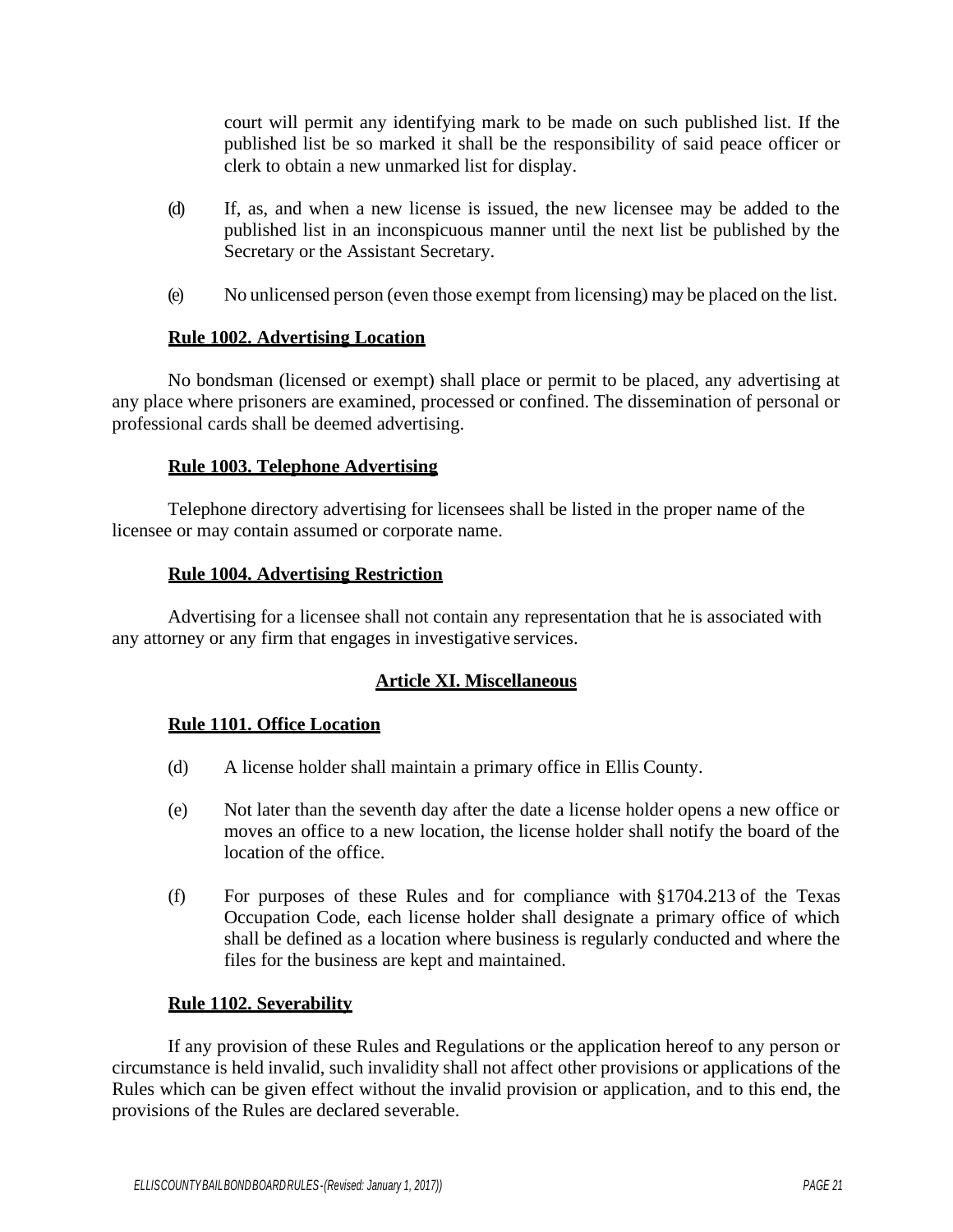court will permit any identifying mark to be made on such published list. If the published list be so marked it shall be the responsibility of said peace officer or clerk to obtain a new unmarked list for display.

(d) If, as, and when a new license is issued, the new licensee may be added to the published list in an inconspicuous manner until the next list be published by the Secretary or the Assistant Secretary.

(e) No unlicensed person (even those exempt from licensing) may be placed on the list.

**Rule 1002. Advertising Location**

No bondsman (licensed or exempt) shall place or permit to be placed, any advertising at any place where prisoners are examined, processed or confined. The dissemination of personal or professional cards shall be deemed advertising.

**Rule 1003. Telephone Advertising**

Telephone directory advertising for licensees shall be listed in the proper name of the licensee or may contain assumed or corporate name.

**Rule 1004. Advertising Restriction**

Advertising for a licensee shall not contain any representation that he is associated with any attorney or any firm that engages in investigative services.

## Article XI. Miscellaneous

**Rule 1101. Office Location**

(d) A license holder shall maintain a primary office in Ellis County.

(e) Not later than the seventh day after the date a license holder opens a new office or moves an office to a new location, the license holder shall notify the board of the location of the office.

(f) For purposes of these Rules and for compliance with §1704.213 of the Texas Occupation Code, each license holder shall designate a primary office of which shall be defined as a location where business is regularly conducted and where the files for the business are kept and maintained.

**Rule 1102. Severability**

If any provision of these Rules and Regulations or the application hereof to any person or circumstance is held invalid, such invalidity shall not affect other provisions or applications of the Rules which can be given effect without the invalid provision or application, and to this end, the provisions of the Rules are declared severable.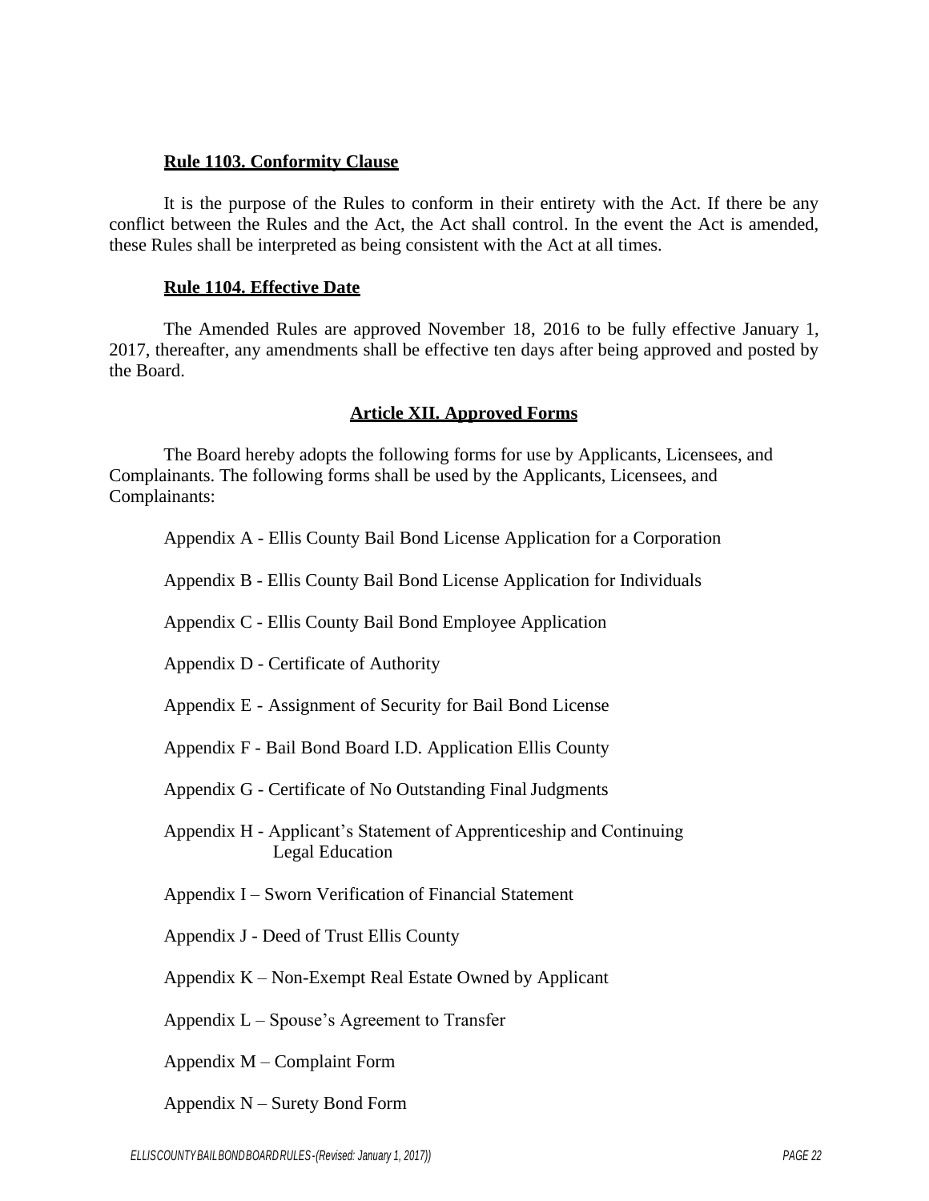**Rule 1103. Conformity Clause**

It is the purpose of the Rules to conform in their entirety with the Act. If there be any conflict between the Rules and the Act, the Act shall control. In the event the Act is amended, these Rules shall be interpreted as being consistent with the Act at all times.

**Rule 1104. Effective Date**

The Amended Rules are approved November 18, 2016 to be fully effective January 1, 2017, thereafter, any amendments shall be effective ten days after being approved and posted by the Board.

## Article XII. Approved Forms

The Board hereby adopts the following forms for use by Applicants, Licensees, and Complainants. The following forms shall be used by the Applicants, Licensees, and Complainants:

Appendix A - Ellis County Bail Bond License Application for a Corporation

Appendix B - Ellis County Bail Bond License Application for Individuals

Appendix C - Ellis County Bail Bond Employee Application

Appendix D - Certificate of Authority

Appendix E - Assignment of Security for Bail Bond License

Appendix F - Bail Bond Board I.D. Application Ellis County

Appendix G - Certificate of No Outstanding Final Judgments

Appendix H - Applicant's Statement of Apprenticeship and Continuing Legal Education

Appendix I – Sworn Verification of Financial Statement

Appendix J - Deed of Trust Ellis County

Appendix K – Non-Exempt Real Estate Owned by Applicant

Appendix L – Spouse's Agreement to Transfer

Appendix M – Complaint Form

Appendix N – Surety Bond Form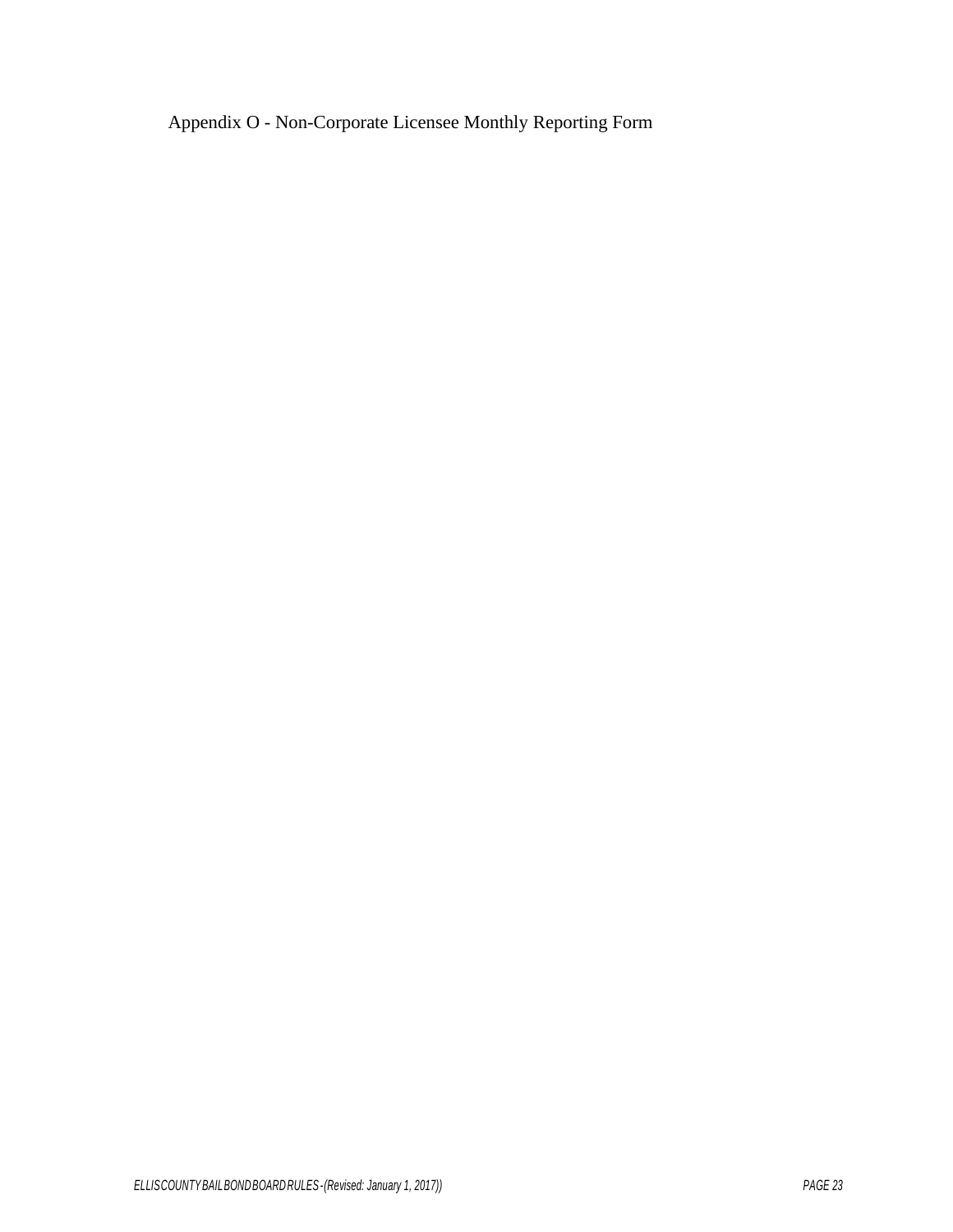Appendix O - Non-Corporate Licensee Monthly Reporting Form